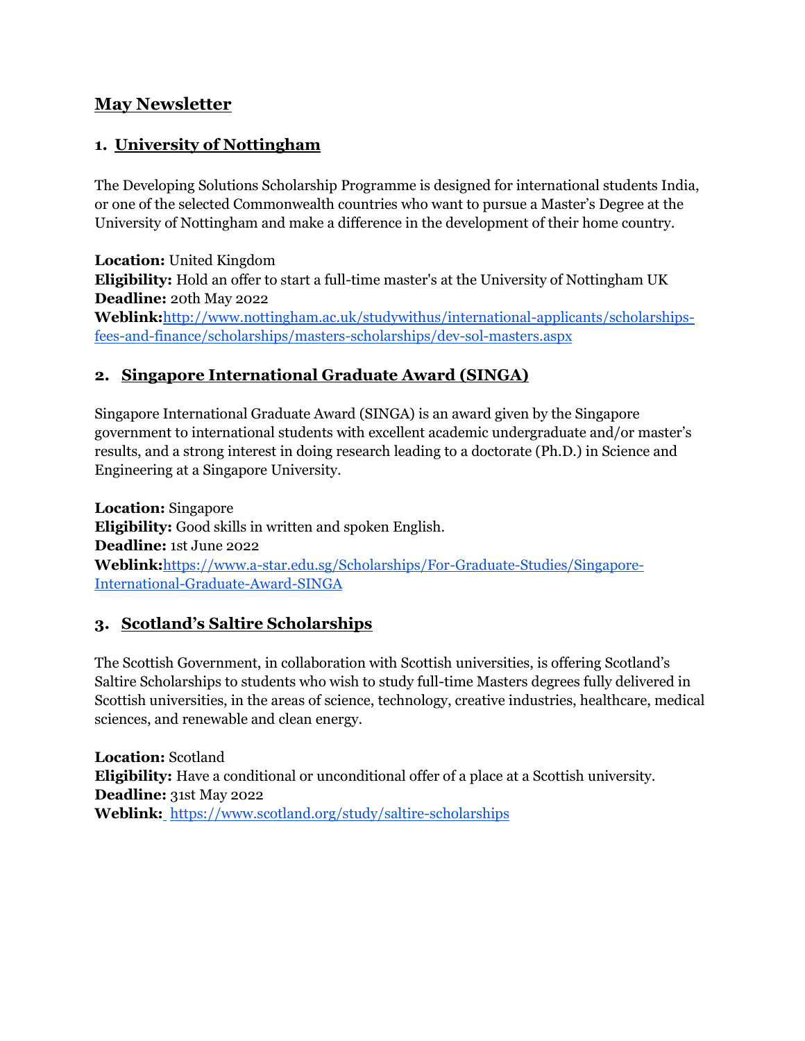# May Newsletter

## 1. University of Nottingham

The Developing Solutions Scholarship Programme is designed for international students India, or one of the selected Commonwealth countries who want to pursue a Master's Degree at the University of Nottingham and make a difference in the development of their home country.

**Location:** United Kingdom
**Eligibility:** Hold an offer to start a full-time master's at the University of Nottingham UK
**Deadline:** 20th May 2022
**Weblink:**[http://www.nottingham.ac.uk/studywithus/international-applicants/scholarships-fees-and-finance/scholarships/masters-scholarships/dev-sol-masters.aspx](http://www.nottingham.ac.uk/studywithus/international-applicants/scholarships-fees-and-finance/scholarships/masters-scholarships/dev-sol-masters.aspx)

## 2. Singapore International Graduate Award (SINGA)

Singapore International Graduate Award (SINGA) is an award given by the Singapore government to international students with excellent academic undergraduate and/or master's results, and a strong interest in doing research leading to a doctorate (Ph.D.) in Science and Engineering at a Singapore University.

**Location:** Singapore
**Eligibility:** Good skills in written and spoken English.
**Deadline:** 1st June 2022
**Weblink:**[https://www.a-star.edu.sg/Scholarships/For-Graduate-Studies/Singapore-International-Graduate-Award-SINGA](https://www.a-star.edu.sg/Scholarships/For-Graduate-Studies/Singapore-International-Graduate-Award-SINGA)

## 3. Scotland's Saltire Scholarships

The Scottish Government, in collaboration with Scottish universities, is offering Scotland's Saltire Scholarships to students who wish to study full-time Masters degrees fully delivered in Scottish universities, in the areas of science, technology, creative industries, healthcare, medical sciences, and renewable and clean energy.

**Location:** Scotland
**Eligibility:** Have a conditional or unconditional offer of a place at a Scottish university.
**Deadline:** 31st May 2022
**Weblink:** [https://www.scotland.org/study/saltire-scholarships](https://www.scotland.org/study/saltire-scholarships)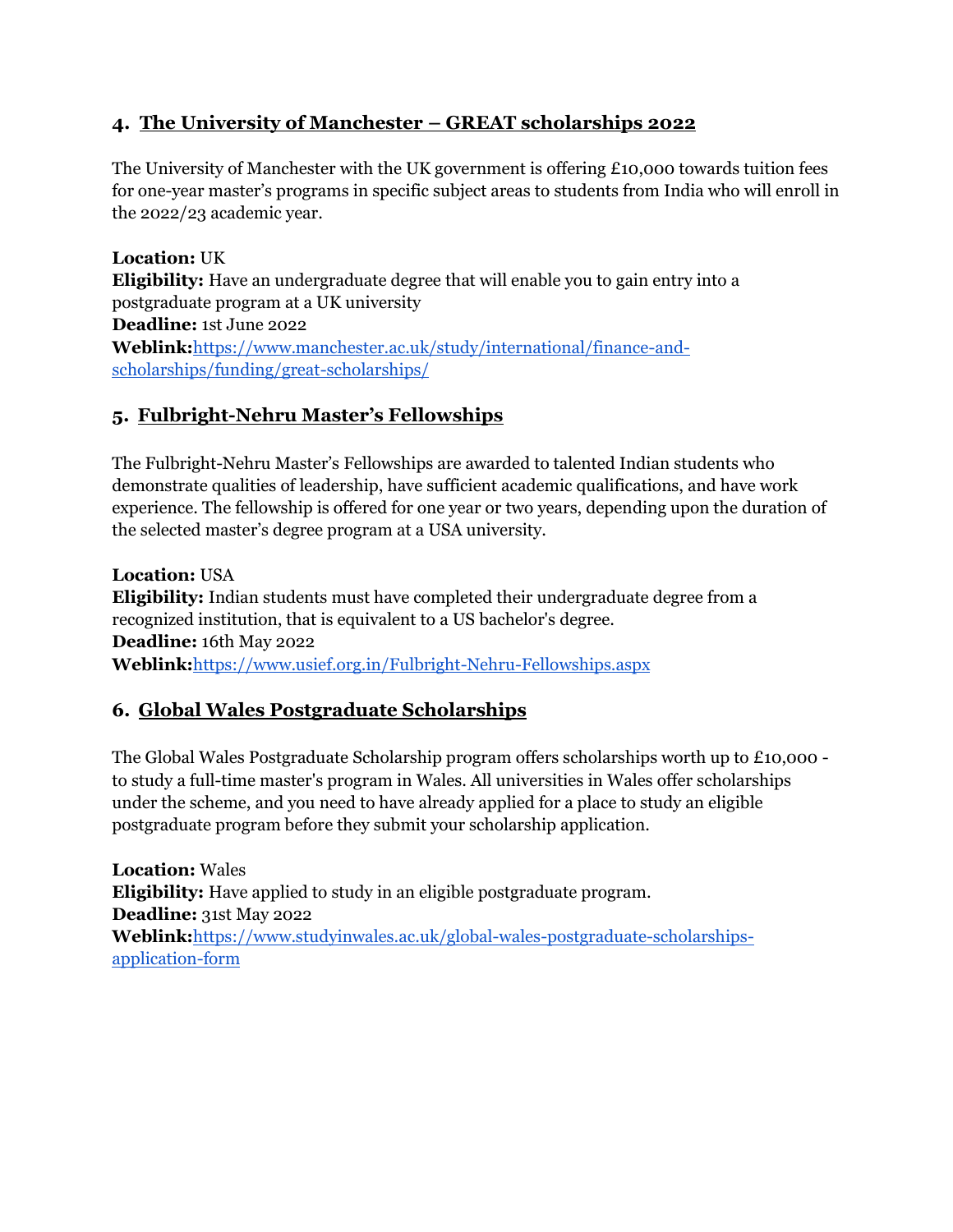## 4. The University of Manchester – GREAT scholarships 2022

The University of Manchester with the UK government is offering £10,000 towards tuition fees for one-year master's programs in specific subject areas to students from India who will enroll in the 2022/23 academic year.

**Location:** UK
**Eligibility:** Have an undergraduate degree that will enable you to gain entry into a postgraduate program at a UK university
**Deadline:** 1st June 2022
**Weblink:**[https://www.manchester.ac.uk/study/international/finance-and-scholarships/funding/great-scholarships/](https://www.manchester.ac.uk/study/international/finance-and-scholarships/funding/great-scholarships/)

## 5. Fulbright-Nehru Master's Fellowships

The Fulbright-Nehru Master's Fellowships are awarded to talented Indian students who demonstrate qualities of leadership, have sufficient academic qualifications, and have work experience. The fellowship is offered for one year or two years, depending upon the duration of the selected master's degree program at a USA university.

**Location:** USA
**Eligibility:** Indian students must have completed their undergraduate degree from a recognized institution, that is equivalent to a US bachelor's degree.
**Deadline:** 16th May 2022
**Weblink:**[https://www.usief.org.in/Fulbright-Nehru-Fellowships.aspx](https://www.usief.org.in/Fulbright-Nehru-Fellowships.aspx)

## 6. Global Wales Postgraduate Scholarships

The Global Wales Postgraduate Scholarship program offers scholarships worth up to £10,000 - to study a full-time master's program in Wales. All universities in Wales offer scholarships under the scheme, and you need to have already applied for a place to study an eligible postgraduate program before they submit your scholarship application.

**Location:** Wales
**Eligibility:** Have applied to study in an eligible postgraduate program.
**Deadline:** 31st May 2022
**Weblink:**[https://www.studyinwales.ac.uk/global-wales-postgraduate-scholarships-application-form](https://www.studyinwales.ac.uk/global-wales-postgraduate-scholarships-application-form)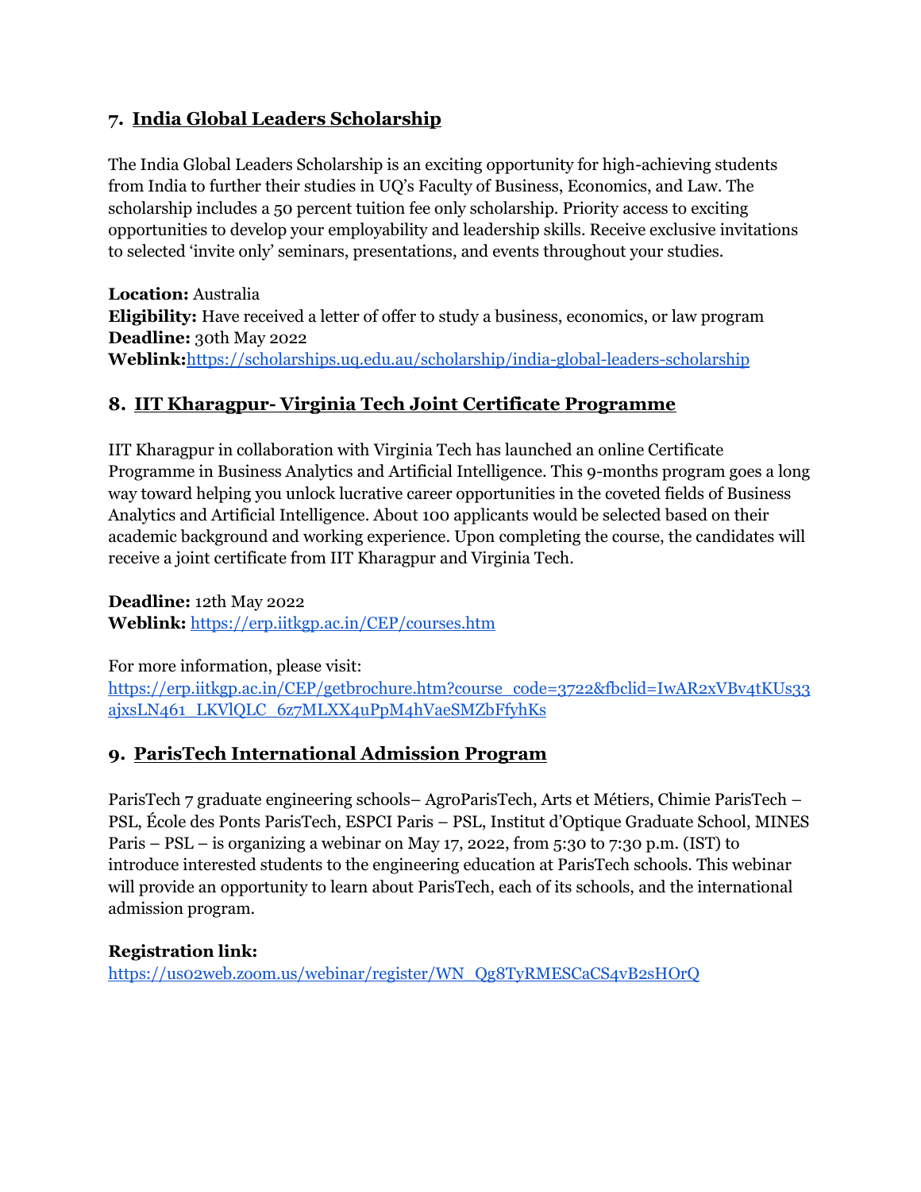## 7. India Global Leaders Scholarship

The India Global Leaders Scholarship is an exciting opportunity for high-achieving students from India to further their studies in UQ's Faculty of Business, Economics, and Law. The scholarship includes a 50 percent tuition fee only scholarship. Priority access to exciting opportunities to develop your employability and leadership skills. Receive exclusive invitations to selected 'invite only' seminars, presentations, and events throughout your studies.

**Location:** Australia
**Eligibility:** Have received a letter of offer to study a business, economics, or law program
**Deadline:** 30th May 2022
**Weblink:**https://scholarships.uq.edu.au/scholarship/india-global-leaders-scholarship

## 8. IIT Kharagpur- Virginia Tech Joint Certificate Programme

IIT Kharagpur in collaboration with Virginia Tech has launched an online Certificate Programme in Business Analytics and Artificial Intelligence. This 9-months program goes a long way toward helping you unlock lucrative career opportunities in the coveted fields of Business Analytics and Artificial Intelligence. About 100 applicants would be selected based on their academic background and working experience. Upon completing the course, the candidates will receive a joint certificate from IIT Kharagpur and Virginia Tech.

**Deadline:** 12th May 2022
**Weblink:** https://erp.iitkgp.ac.in/CEP/courses.htm

For more information, please visit:
https://erp.iitkgp.ac.in/CEP/getbrochure.htm?course_code=3722&fbclid=IwAR2xVBv4tKUs33ajxsLN461_LKVlQLC_6z7MLXX4uPpM4hVaeSMZbFfyhKs

## 9. ParisTech International Admission Program

ParisTech 7 graduate engineering schools– AgroParisTech, Arts et Métiers, Chimie ParisTech – PSL, École des Ponts ParisTech, ESPCI Paris – PSL, Institut d'Optique Graduate School, MINES Paris – PSL – is organizing a webinar on May 17, 2022, from 5:30 to 7:30 p.m. (IST) to introduce interested students to the engineering education at ParisTech schools. This webinar will provide an opportunity to learn about ParisTech, each of its schools, and the international admission program.

**Registration link:**
https://us02web.zoom.us/webinar/register/WN_Qg8TyRMESCaCS4vB2sHOrQ